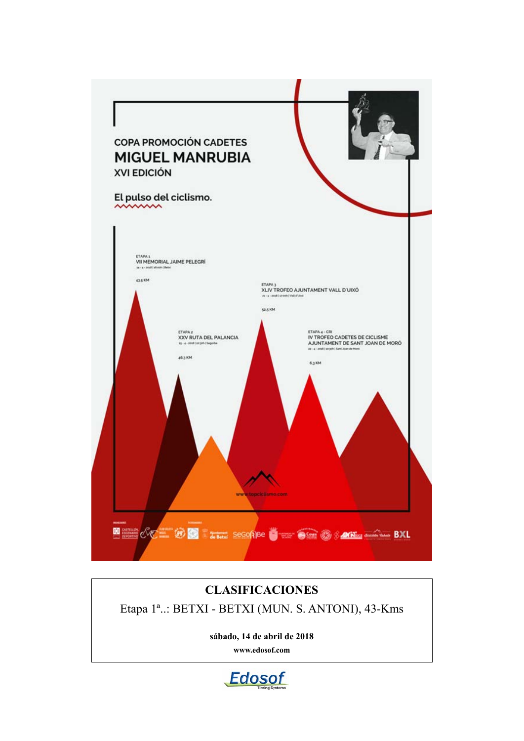COPA PROMOCIÓN CADETES

# MIGUEL MANRUBIA

XVI EDICIÓN

El pulso del ciclismo.

ETAPA 1
VII MEMORIAL JAIME PELEGRÍ
14 - 4 - 2018 | 16:00h | Betxí

43.5 KM

ETAPA 2
XXV RUTA DEL PALANCIA
15 - 4 - 2018 | 10:30h | Segorbe

46.3 KM

ETAPA 3
XLIV TROFEO AJUNTAMENT VALL D'UIXÓ
21 - 4 - 2018 | 17:00h | Vall d'Uixó

52.5 KM

ETAPA 4 - CRI
IV TROFEO CADETES DE CICLISME AJUNTAMENT DE SANT JOAN DE MORÓ
22 - 4 - 2018 | 10:30h | Sant Joan de Moró

6.3 KM

www.topciclismo.com

## CLASIFICACIONES

Etapa 1ª..: BETXI - BETXI (MUN. S. ANTONI), 43-Kms

**sábado, 14 de abril de 2018**

**www.edosof.com**

Edosof Timing Systems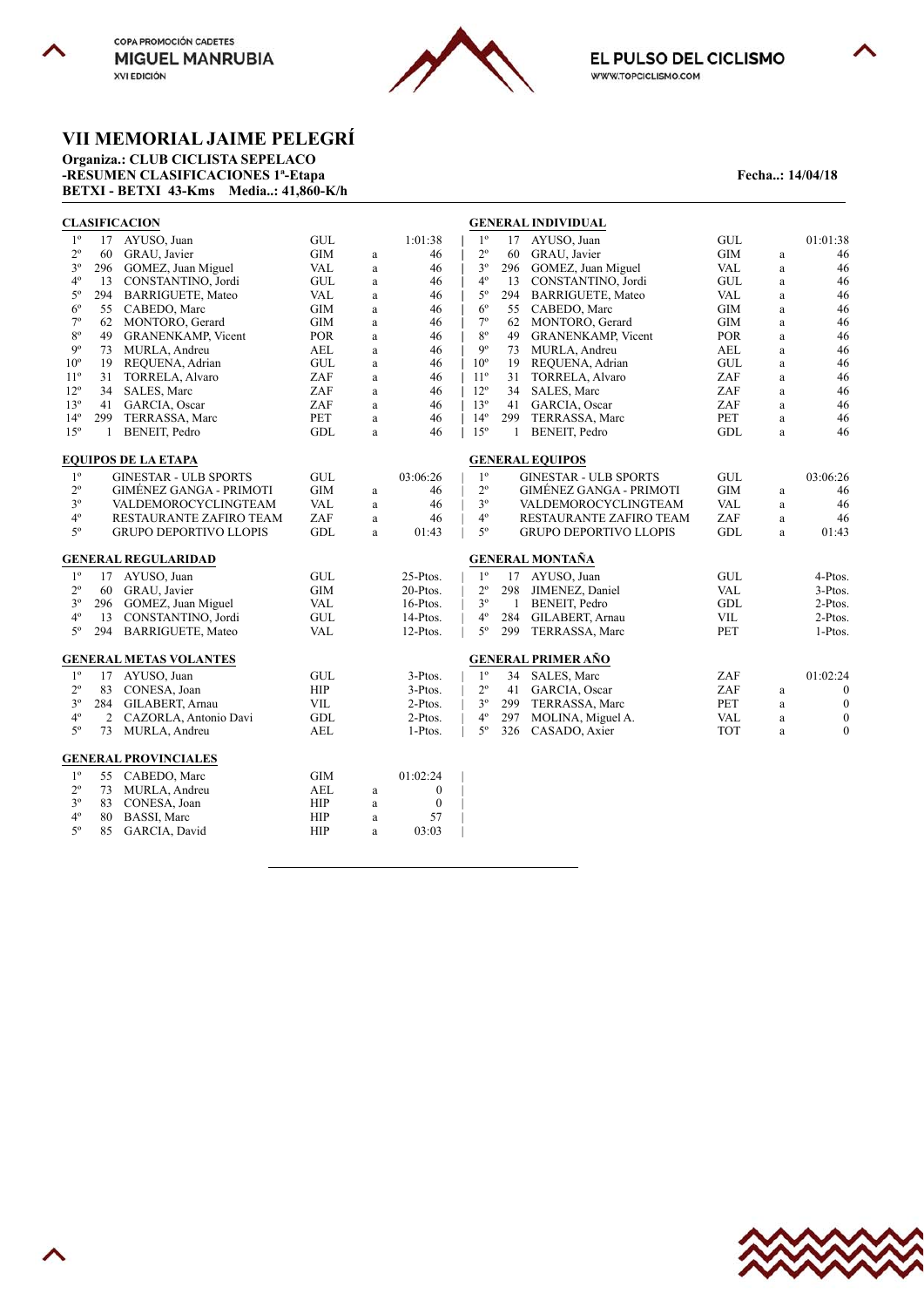# VII MEMORIAL JAIME PELEGRÍ

**Organiza.: CLUB CICLISTA SEPELACO**
**-RESUMEN CLASIFICACIONES 1ª-Etapa** — **Fecha..: 14/04/18**
**BETXI - BETXI 43-Kms Media..: 41,860-K/h**

## CLASIFICACION

| Pos. | Dorsal | Nombre | Equipo | | Tiempo |
|---|---|---|---|---|---|
| 1º | 17 | AYUSO, Juan | GUL | | 1:01:38 |
| 2º | 60 | GRAU, Javier | GIM | a | 46 |
| 3º | 296 | GOMEZ, Juan Miguel | VAL | a | 46 |
| 4º | 13 | CONSTANTINO, Jordi | GUL | a | 46 |
| 5º | 294 | BARRIGUETE, Mateo | VAL | a | 46 |
| 6º | 55 | CABEDO, Marc | GIM | a | 46 |
| 7º | 62 | MONTORO, Gerard | GIM | a | 46 |
| 8º | 49 | GRANENKAMP, Vicent | POR | a | 46 |
| 9º | 73 | MURLA, Andreu | AEL | a | 46 |
| 10º | 19 | REQUENA, Adrian | GUL | a | 46 |
| 11º | 31 | TORRELA, Alvaro | ZAF | a | 46 |
| 12º | 34 | SALES, Marc | ZAF | a | 46 |
| 13º | 41 | GARCIA, Oscar | ZAF | a | 46 |
| 14º | 299 | TERRASSA, Marc | PET | a | 46 |
| 15º | 1 | BENEIT, Pedro | GDL | a | 46 |

## GENERAL INDIVIDUAL

| Pos. | Dorsal | Nombre | Equipo | | Tiempo |
|---|---|---|---|---|---|
| 1º | 17 | AYUSO, Juan | GUL | | 01:01:38 |
| 2º | 60 | GRAU, Javier | GIM | a | 46 |
| 3º | 296 | GOMEZ, Juan Miguel | VAL | a | 46 |
| 4º | 13 | CONSTANTINO, Jordi | GUL | a | 46 |
| 5º | 294 | BARRIGUETE, Mateo | VAL | a | 46 |
| 6º | 55 | CABEDO, Marc | GIM | a | 46 |
| 7º | 62 | MONTORO, Gerard | GIM | a | 46 |
| 8º | 49 | GRANENKAMP, Vicent | POR | a | 46 |
| 9º | 73 | MURLA, Andreu | AEL | a | 46 |
| 10º | 19 | REQUENA, Adrian | GUL | a | 46 |
| 11º | 31 | TORRELA, Alvaro | ZAF | a | 46 |
| 12º | 34 | SALES, Marc | ZAF | a | 46 |
| 13º | 41 | GARCIA, Oscar | ZAF | a | 46 |
| 14º | 299 | TERRASSA, Marc | PET | a | 46 |
| 15º | 1 | BENEIT, Pedro | GDL | a | 46 |

## EQUIPOS DE LA ETAPA

| Pos. | Equipo | Código | | Tiempo |
|---|---|---|---|---|
| 1º | GINESTAR - ULB SPORTS | GUL | | 03:06:26 |
| 2º | GIMÉNEZ GANGA - PRIMOTI | GIM | a | 46 |
| 3º | VALDEMOROCYCLINGTEAM | VAL | a | 46 |
| 4º | RESTAURANTE ZAFIRO TEAM | ZAF | a | 46 |
| 5º | GRUPO DEPORTIVO LLOPIS | GDL | a | 01:43 |

## GENERAL EQUIPOS

| Pos. | Equipo | Código | | Tiempo |
|---|---|---|---|---|
| 1º | GINESTAR - ULB SPORTS | GUL | | 03:06:26 |
| 2º | GIMÉNEZ GANGA - PRIMOTI | GIM | a | 46 |
| 3º | VALDEMOROCYCLINGTEAM | VAL | a | 46 |
| 4º | RESTAURANTE ZAFIRO TEAM | ZAF | a | 46 |
| 5º | GRUPO DEPORTIVO LLOPIS | GDL | a | 01:43 |

## GENERAL REGULARIDAD

| Pos. | Dorsal | Nombre | Equipo | Puntos |
|---|---|---|---|---|
| 1º | 17 | AYUSO, Juan | GUL | 25-Ptos. |
| 2º | 60 | GRAU, Javier | GIM | 20-Ptos. |
| 3º | 296 | GOMEZ, Juan Miguel | VAL | 16-Ptos. |
| 4º | 13 | CONSTANTINO, Jordi | GUL | 14-Ptos. |
| 5º | 294 | BARRIGUETE, Mateo | VAL | 12-Ptos. |

## GENERAL MONTAÑA

| Pos. | Dorsal | Nombre | Equipo | Puntos |
|---|---|---|---|---|
| 1º | 17 | AYUSO, Juan | GUL | 4-Ptos. |
| 2º | 298 | JIMENEZ, Daniel | VAL | 3-Ptos. |
| 3º | 1 | BENEIT, Pedro | GDL | 2-Ptos. |
| 4º | 284 | GILABERT, Arnau | VIL | 2-Ptos. |
| 5º | 299 | TERRASSA, Marc | PET | 1-Ptos. |

## GENERAL METAS VOLANTES

| Pos. | Dorsal | Nombre | Equipo | Puntos |
|---|---|---|---|---|
| 1º | 17 | AYUSO, Juan | GUL | 3-Ptos. |
| 2º | 83 | CONESA, Joan | HIP | 3-Ptos. |
| 3º | 284 | GILABERT, Arnau | VIL | 2-Ptos. |
| 4º | 2 | CAZORLA, Antonio Davi | GDL | 2-Ptos. |
| 5º | 73 | MURLA, Andreu | AEL | 1-Ptos. |

## GENERAL PRIMER AÑO

| Pos. | Dorsal | Nombre | Equipo | | Tiempo |
|---|---|---|---|---|---|
| 1º | 34 | SALES, Marc | ZAF | | 01:02:24 |
| 2º | 41 | GARCIA, Oscar | ZAF | a | 0 |
| 3º | 299 | TERRASSA, Marc | PET | a | 0 |
| 4º | 297 | MOLINA, Miguel A. | VAL | a | 0 |
| 5º | 326 | CASADO, Axier | TOT | a | 0 |

## GENERAL PROVINCIALES

| Pos. | Dorsal | Nombre | Equipo | | Tiempo |
|---|---|---|---|---|---|
| 1º | 55 | CABEDO, Marc | GIM | | 01:02:24 |
| 2º | 73 | MURLA, Andreu | AEL | a | 0 |
| 3º | 83 | CONESA, Joan | HIP | a | 0 |
| 4º | 80 | BASSI, Marc | HIP | a | 57 |
| 5º | 85 | GARCIA, David | HIP | a | 03:03 |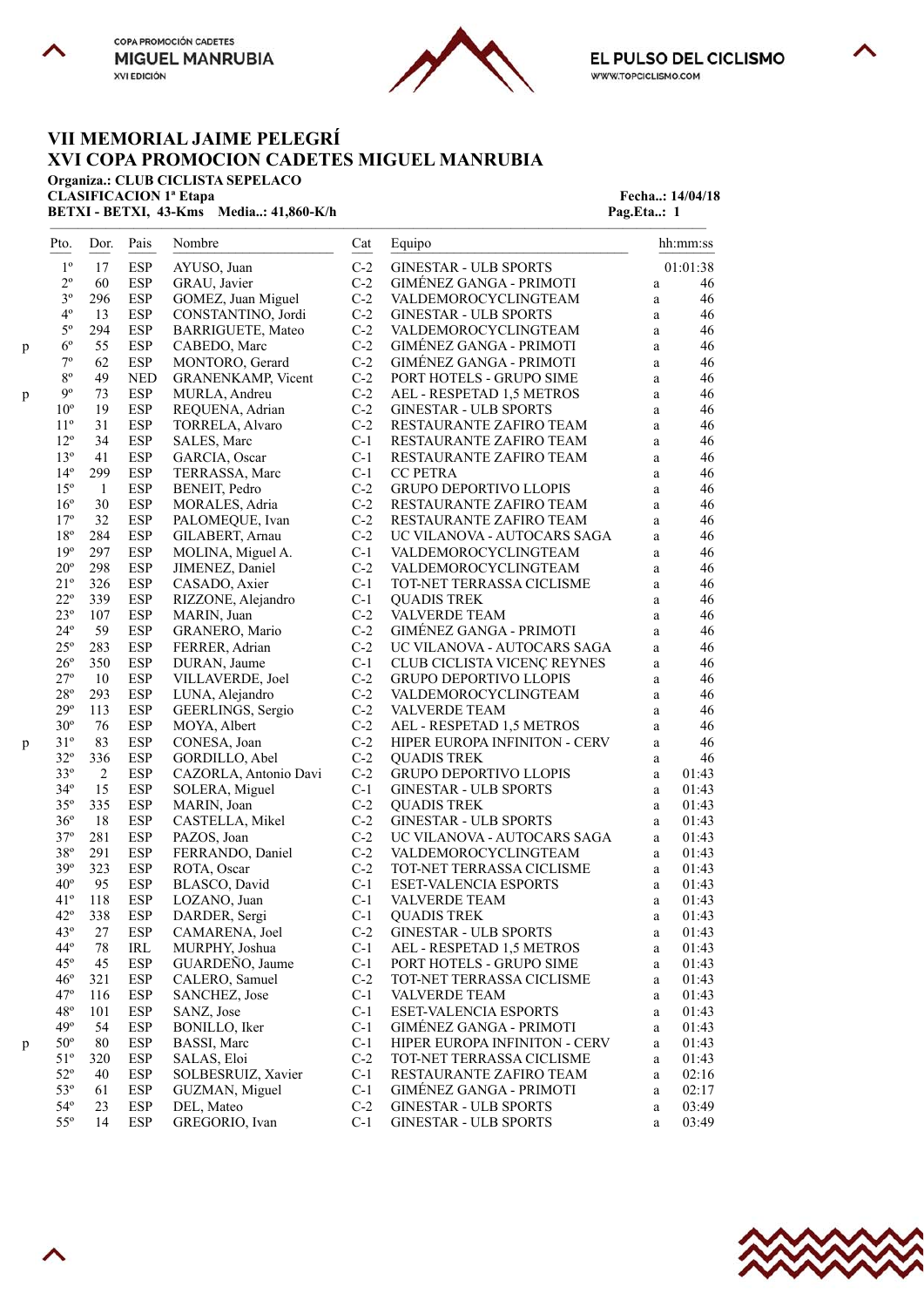COPA PROMOCIÓN CADETES
MIGUEL MANRUBIA
XVI EDICIÓN

EL PULSO DEL CICLISMO
WWW.TOPCICLISMO.COM

# VII MEMORIAL JAIME PELEGRÍ
# XVI COPA PROMOCION CADETES MIGUEL MANRUBIA

**Organiza.: CLUB CICLISTA SEPELACO**
**CLASIFICACION 1ª Etapa** — **Fecha..: 14/04/18**
**BETXI - BETXI, 43-Kms Media..: 41,860-K/h** — **Pag.Eta..: 1**

| | Pto. | Dor. | Pais | Nombre | Cat | Equipo | | hh:mm:ss |
|---|---|---|---|---|---|---|---|---|
| | 1º | 17 | ESP | AYUSO, Juan | C-2 | GINESTAR - ULB SPORTS | | 01:01:38 |
| | 2º | 60 | ESP | GRAU, Javier | C-2 | GIMÉNEZ GANGA - PRIMOTI | a | 46 |
| | 3º | 296 | ESP | GOMEZ, Juan Miguel | C-2 | VALDEMOROCYCLINGTEAM | a | 46 |
| | 4º | 13 | ESP | CONSTANTINO, Jordi | C-2 | GINESTAR - ULB SPORTS | a | 46 |
| | 5º | 294 | ESP | BARRIGUETE, Mateo | C-2 | VALDEMOROCYCLINGTEAM | a | 46 |
| p | 6º | 55 | ESP | CABEDO, Marc | C-2 | GIMÉNEZ GANGA - PRIMOTI | a | 46 |
| | 7º | 62 | ESP | MONTORO, Gerard | C-2 | GIMÉNEZ GANGA - PRIMOTI | a | 46 |
| | 8º | 49 | NED | GRANENKAMP, Vicent | C-2 | PORT HOTELS - GRUPO SIME | a | 46 |
| p | 9º | 73 | ESP | MURLA, Andreu | C-2 | AEL - RESPETAD 1,5 METROS | a | 46 |
| | 10º | 19 | ESP | REQUENA, Adrian | C-2 | GINESTAR - ULB SPORTS | a | 46 |
| | 11º | 31 | ESP | TORRELA, Alvaro | C-2 | RESTAURANTE ZAFIRO TEAM | a | 46 |
| | 12º | 34 | ESP | SALES, Marc | C-1 | RESTAURANTE ZAFIRO TEAM | a | 46 |
| | 13º | 41 | ESP | GARCIA, Oscar | C-1 | RESTAURANTE ZAFIRO TEAM | a | 46 |
| | 14º | 299 | ESP | TERRASSA, Marc | C-1 | CC PETRA | a | 46 |
| | 15º | 1 | ESP | BENEIT, Pedro | C-2 | GRUPO DEPORTIVO LLOPIS | a | 46 |
| | 16º | 30 | ESP | MORALES, Adria | C-2 | RESTAURANTE ZAFIRO TEAM | a | 46 |
| | 17º | 32 | ESP | PALOMEQUE, Ivan | C-2 | RESTAURANTE ZAFIRO TEAM | a | 46 |
| | 18º | 284 | ESP | GILABERT, Arnau | C-2 | UC VILANOVA - AUTOCARS SAGA | a | 46 |
| | 19º | 297 | ESP | MOLINA, Miguel A. | C-1 | VALDEMOROCYCLINGTEAM | a | 46 |
| | 20º | 298 | ESP | JIMENEZ, Daniel | C-2 | VALDEMOROCYCLINGTEAM | a | 46 |
| | 21º | 326 | ESP | CASADO, Axier | C-1 | TOT-NET TERRASSA CICLISME | a | 46 |
| | 22º | 339 | ESP | RIZZONE, Alejandro | C-1 | QUADIS TREK | a | 46 |
| | 23º | 107 | ESP | MARIN, Juan | C-2 | VALVERDE TEAM | a | 46 |
| | 24º | 59 | ESP | GRANERO, Mario | C-2 | GIMÉNEZ GANGA - PRIMOTI | a | 46 |
| | 25º | 283 | ESP | FERRER, Adrian | C-2 | UC VILANOVA - AUTOCARS SAGA | a | 46 |
| | 26º | 350 | ESP | DURAN, Jaume | C-1 | CLUB CICLISTA VICENÇ REYNES | a | 46 |
| | 27º | 10 | ESP | VILLAVERDE, Joel | C-2 | GRUPO DEPORTIVO LLOPIS | a | 46 |
| | 28º | 293 | ESP | LUNA, Alejandro | C-2 | VALDEMOROCYCLINGTEAM | a | 46 |
| | 29º | 113 | ESP | GEERLINGS, Sergio | C-2 | VALVERDE TEAM | a | 46 |
| | 30º | 76 | ESP | MOYA, Albert | C-2 | AEL - RESPETAD 1,5 METROS | a | 46 |
| p | 31º | 83 | ESP | CONESA, Joan | C-2 | HIPER EUROPA INFINITON - CERV | a | 46 |
| | 32º | 336 | ESP | GORDILLO, Abel | C-2 | QUADIS TREK | a | 46 |
| | 33º | 2 | ESP | CAZORLA, Antonio Davi | C-2 | GRUPO DEPORTIVO LLOPIS | a | 01:43 |
| | 34º | 15 | ESP | SOLERA, Miguel | C-1 | GINESTAR - ULB SPORTS | a | 01:43 |
| | 35º | 335 | ESP | MARIN, Joan | C-2 | QUADIS TREK | a | 01:43 |
| | 36º | 18 | ESP | CASTELLA, Mikel | C-2 | GINESTAR - ULB SPORTS | a | 01:43 |
| | 37º | 281 | ESP | PAZOS, Joan | C-2 | UC VILANOVA - AUTOCARS SAGA | a | 01:43 |
| | 38º | 291 | ESP | FERRANDO, Daniel | C-2 | VALDEMOROCYCLINGTEAM | a | 01:43 |
| | 39º | 323 | ESP | ROTA, Oscar | C-2 | TOT-NET TERRASSA CICLISME | a | 01:43 |
| | 40º | 95 | ESP | BLASCO, David | C-1 | ESET-VALENCIA ESPORTS | a | 01:43 |
| | 41º | 118 | ESP | LOZANO, Juan | C-1 | VALVERDE TEAM | a | 01:43 |
| | 42º | 338 | ESP | DARDER, Sergi | C-1 | QUADIS TREK | a | 01:43 |
| | 43º | 27 | ESP | CAMARENA, Joel | C-2 | GINESTAR - ULB SPORTS | a | 01:43 |
| | 44º | 78 | IRL | MURPHY, Joshua | C-1 | AEL - RESPETAD 1,5 METROS | a | 01:43 |
| | 45º | 45 | ESP | GUARDEÑO, Jaume | C-1 | PORT HOTELS - GRUPO SIME | a | 01:43 |
| | 46º | 321 | ESP | CALERO, Samuel | C-2 | TOT-NET TERRASSA CICLISME | a | 01:43 |
| | 47º | 116 | ESP | SANCHEZ, Jose | C-1 | VALVERDE TEAM | a | 01:43 |
| | 48º | 101 | ESP | SANZ, Jose | C-1 | ESET-VALENCIA ESPORTS | a | 01:43 |
| | 49º | 54 | ESP | BONILLO, Iker | C-1 | GIMÉNEZ GANGA - PRIMOTI | a | 01:43 |
| p | 50º | 80 | ESP | BASSI, Marc | C-1 | HIPER EUROPA INFINITON - CERV | a | 01:43 |
| | 51º | 320 | ESP | SALAS, Eloi | C-2 | TOT-NET TERRASSA CICLISME | a | 01:43 |
| | 52º | 40 | ESP | SOLBESRUIZ, Xavier | C-1 | RESTAURANTE ZAFIRO TEAM | a | 02:16 |
| | 53º | 61 | ESP | GUZMAN, Miguel | C-1 | GIMÉNEZ GANGA - PRIMOTI | a | 02:17 |
| | 54º | 23 | ESP | DEL, Mateo | C-2 | GINESTAR - ULB SPORTS | a | 03:49 |
| | 55º | 14 | ESP | GREGORIO, Ivan | C-1 | GINESTAR - ULB SPORTS | a | 03:49 |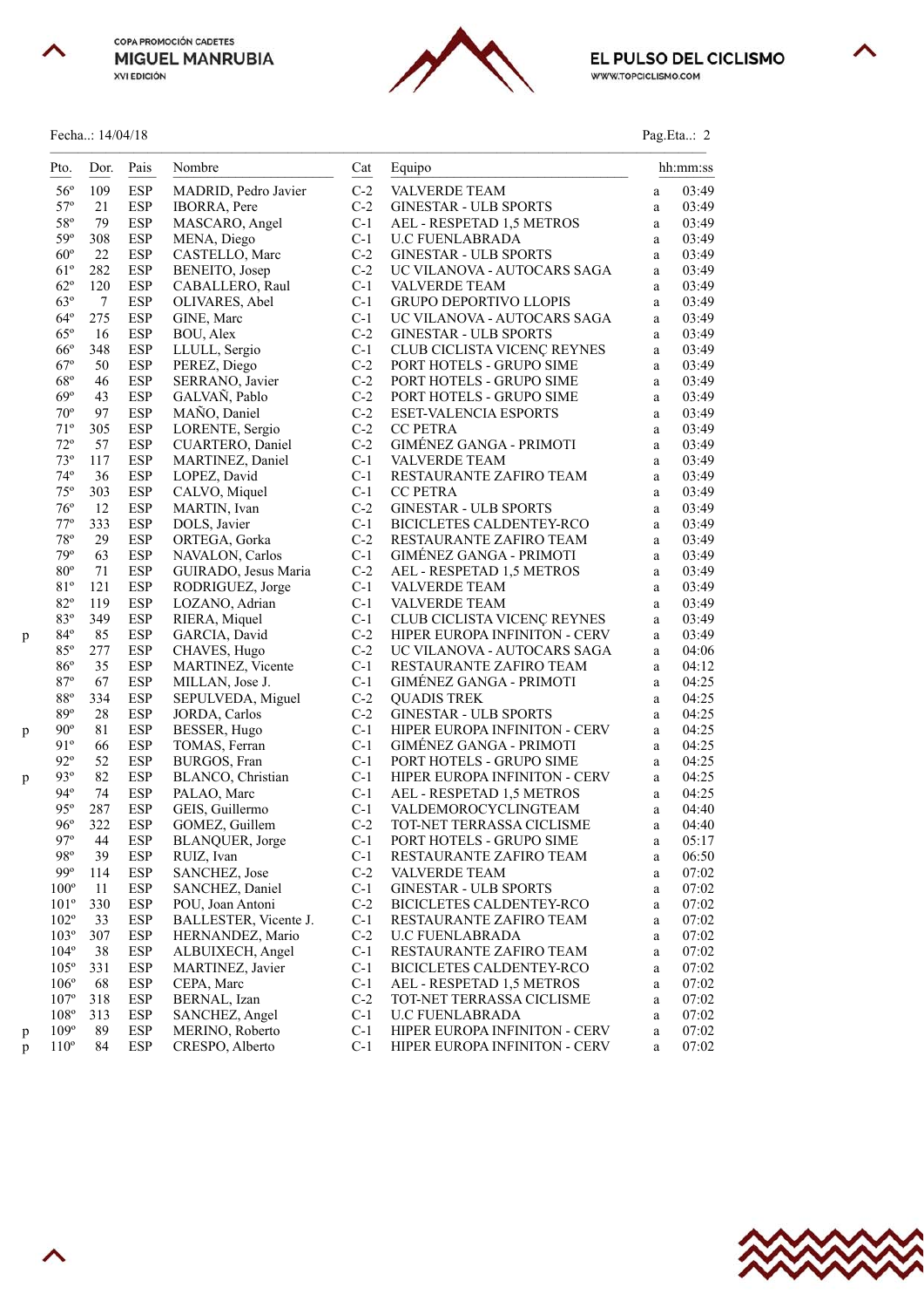COPA PROMOCIÓN CADETES
**MIGUEL MANRUBIA**
XVI EDICIÓN

**EL PULSO DEL CICLISMO**
WWW.TOPCICLISMO.COM

Fecha..: 14/04/18

Pag.Eta..: 2

| | Pto. | Dor. | Pais | Nombre | Cat | Equipo | | hh:mm:ss |
|---|---|---|---|---|---|---|---|---|
| | 56º | 109 | ESP | MADRID, Pedro Javier | C-2 | VALVERDE TEAM | a | 03:49 |
| | 57º | 21 | ESP | IBORRA, Pere | C-2 | GINESTAR - ULB SPORTS | a | 03:49 |
| | 58º | 79 | ESP | MASCARO, Angel | C-1 | AEL - RESPETAD 1,5 METROS | a | 03:49 |
| | 59º | 308 | ESP | MENA, Diego | C-1 | U.C FUENLABRADA | a | 03:49 |
| | 60º | 22 | ESP | CASTELLO, Marc | C-2 | GINESTAR - ULB SPORTS | a | 03:49 |
| | 61º | 282 | ESP | BENEITO, Josep | C-2 | UC VILANOVA - AUTOCARS SAGA | a | 03:49 |
| | 62º | 120 | ESP | CABALLERO, Raul | C-1 | VALVERDE TEAM | a | 03:49 |
| | 63º | 7 | ESP | OLIVARES, Abel | C-1 | GRUPO DEPORTIVO LLOPIS | a | 03:49 |
| | 64º | 275 | ESP | GINE, Marc | C-1 | UC VILANOVA - AUTOCARS SAGA | a | 03:49 |
| | 65º | 16 | ESP | BOU, Alex | C-2 | GINESTAR - ULB SPORTS | a | 03:49 |
| | 66º | 348 | ESP | LLULL, Sergio | C-1 | CLUB CICLISTA VICENÇ REYNES | a | 03:49 |
| | 67º | 50 | ESP | PEREZ, Diego | C-2 | PORT HOTELS - GRUPO SIME | a | 03:49 |
| | 68º | 46 | ESP | SERRANO, Javier | C-2 | PORT HOTELS - GRUPO SIME | a | 03:49 |
| | 69º | 43 | ESP | GALVAÑ, Pablo | C-2 | PORT HOTELS - GRUPO SIME | a | 03:49 |
| | 70º | 97 | ESP | MAÑO, Daniel | C-2 | ESET-VALENCIA ESPORTS | a | 03:49 |
| | 71º | 305 | ESP | LORENTE, Sergio | C-2 | CC PETRA | a | 03:49 |
| | 72º | 57 | ESP | CUARTERO, Daniel | C-2 | GIMÉNEZ GANGA - PRIMOTI | a | 03:49 |
| | 73º | 117 | ESP | MARTINEZ, Daniel | C-1 | VALVERDE TEAM | a | 03:49 |
| | 74º | 36 | ESP | LOPEZ, David | C-1 | RESTAURANTE ZAFIRO TEAM | a | 03:49 |
| | 75º | 303 | ESP | CALVO, Miquel | C-1 | CC PETRA | a | 03:49 |
| | 76º | 12 | ESP | MARTIN, Ivan | C-2 | GINESTAR - ULB SPORTS | a | 03:49 |
| | 77º | 333 | ESP | DOLS, Javier | C-1 | BICICLETES CALDENTEY-RCO | a | 03:49 |
| | 78º | 29 | ESP | ORTEGA, Gorka | C-2 | RESTAURANTE ZAFIRO TEAM | a | 03:49 |
| | 79º | 63 | ESP | NAVALON, Carlos | C-1 | GIMÉNEZ GANGA - PRIMOTI | a | 03:49 |
| | 80º | 71 | ESP | GUIRADO, Jesus Maria | C-2 | AEL - RESPETAD 1,5 METROS | a | 03:49 |
| | 81º | 121 | ESP | RODRIGUEZ, Jorge | C-1 | VALVERDE TEAM | a | 03:49 |
| | 82º | 119 | ESP | LOZANO, Adrian | C-1 | VALVERDE TEAM | a | 03:49 |
| | 83º | 349 | ESP | RIERA, Miquel | C-1 | CLUB CICLISTA VICENÇ REYNES | a | 03:49 |
| p | 84º | 85 | ESP | GARCIA, David | C-2 | HIPER EUROPA INFINITON - CERV | a | 03:49 |
| | 85º | 277 | ESP | CHAVES, Hugo | C-2 | UC VILANOVA - AUTOCARS SAGA | a | 04:06 |
| | 86º | 35 | ESP | MARTINEZ, Vicente | C-1 | RESTAURANTE ZAFIRO TEAM | a | 04:12 |
| | 87º | 67 | ESP | MILLAN, Jose J. | C-1 | GIMÉNEZ GANGA - PRIMOTI | a | 04:25 |
| | 88º | 334 | ESP | SEPULVEDA, Miguel | C-2 | QUADIS TREK | a | 04:25 |
| | 89º | 28 | ESP | JORDA, Carlos | C-2 | GINESTAR - ULB SPORTS | a | 04:25 |
| p | 90º | 81 | ESP | BESSER, Hugo | C-1 | HIPER EUROPA INFINITON - CERV | a | 04:25 |
| | 91º | 66 | ESP | TOMAS, Ferran | C-1 | GIMÉNEZ GANGA - PRIMOTI | a | 04:25 |
| | 92º | 52 | ESP | BURGOS, Fran | C-1 | PORT HOTELS - GRUPO SIME | a | 04:25 |
| p | 93º | 82 | ESP | BLANCO, Christian | C-1 | HIPER EUROPA INFINITON - CERV | a | 04:25 |
| | 94º | 74 | ESP | PALAO, Marc | C-1 | AEL - RESPETAD 1,5 METROS | a | 04:25 |
| | 95º | 287 | ESP | GEIS, Guillermo | C-1 | VALDEMOROCYCLINGTEAM | a | 04:40 |
| | 96º | 322 | ESP | GOMEZ, Guillem | C-2 | TOT-NET TERRASSA CICLISME | a | 04:40 |
| | 97º | 44 | ESP | BLANQUER, Jorge | C-1 | PORT HOTELS - GRUPO SIME | a | 05:17 |
| | 98º | 39 | ESP | RUIZ, Ivan | C-1 | RESTAURANTE ZAFIRO TEAM | a | 06:50 |
| | 99º | 114 | ESP | SANCHEZ, Jose | C-2 | VALVERDE TEAM | a | 07:02 |
| | 100º | 11 | ESP | SANCHEZ, Daniel | C-1 | GINESTAR - ULB SPORTS | a | 07:02 |
| | 101º | 330 | ESP | POU, Joan Antoni | C-2 | BICICLETES CALDENTEY-RCO | a | 07:02 |
| | 102º | 33 | ESP | BALLESTER, Vicente J. | C-1 | RESTAURANTE ZAFIRO TEAM | a | 07:02 |
| | 103º | 307 | ESP | HERNANDEZ, Mario | C-2 | U.C FUENLABRADA | a | 07:02 |
| | 104º | 38 | ESP | ALBUIXECH, Angel | C-1 | RESTAURANTE ZAFIRO TEAM | a | 07:02 |
| | 105º | 331 | ESP | MARTINEZ, Javier | C-1 | BICICLETES CALDENTEY-RCO | a | 07:02 |
| | 106º | 68 | ESP | CEPA, Marc | C-1 | AEL - RESPETAD 1,5 METROS | a | 07:02 |
| | 107º | 318 | ESP | BERNAL, Izan | C-2 | TOT-NET TERRASSA CICLISME | a | 07:02 |
| | 108º | 313 | ESP | SANCHEZ, Angel | C-1 | U.C FUENLABRADA | a | 07:02 |
| p | 109º | 89 | ESP | MERINO, Roberto | C-1 | HIPER EUROPA INFINITON - CERV | a | 07:02 |
| p | 110º | 84 | ESP | CRESPO, Alberto | C-1 | HIPER EUROPA INFINITON - CERV | a | 07:02 |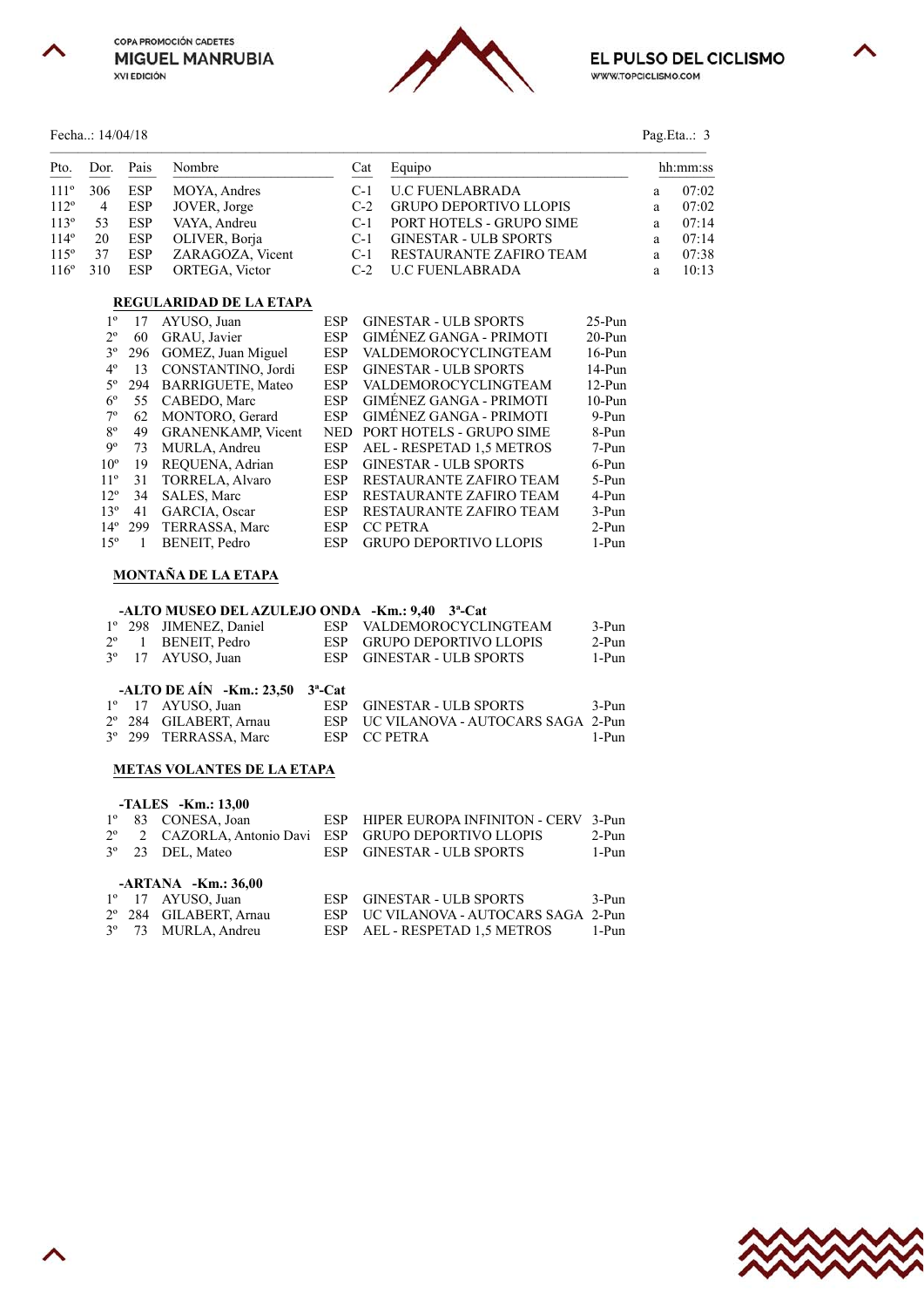Fecha..: 14/04/18

Pag.Eta..: 3

| Pto. | Dor. | Pais | Nombre | Cat | Equipo | | hh:mm:ss |
|---|---|---|---|---|---|---|---|
| 111º | 306 | ESP | MOYA, Andres | C-1 | U.C FUENLABRADA | a | 07:02 |
| 112º | 4 | ESP | JOVER, Jorge | C-2 | GRUPO DEPORTIVO LLOPIS | a | 07:02 |
| 113º | 53 | ESP | VAYA, Andreu | C-1 | PORT HOTELS - GRUPO SIME | a | 07:14 |
| 114º | 20 | ESP | OLIVER, Borja | C-1 | GINESTAR - ULB SPORTS | a | 07:14 |
| 115º | 37 | ESP | ZARAGOZA, Vicent | C-1 | RESTAURANTE ZAFIRO TEAM | a | 07:38 |
| 116º | 310 | ESP | ORTEGA, Victor | C-2 | U.C FUENLABRADA | a | 10:13 |

## REGULARIDAD DE LA ETAPA

| | | | | | |
|---|---|---|---|---|---|
| 1º | 17 | AYUSO, Juan | ESP | GINESTAR - ULB SPORTS | 25-Pun |
| 2º | 60 | GRAU, Javier | ESP | GIMÉNEZ GANGA - PRIMOTI | 20-Pun |
| 3º | 296 | GOMEZ, Juan Miguel | ESP | VALDEMOROCYCLINGTEAM | 16-Pun |
| 4º | 13 | CONSTANTINO, Jordi | ESP | GINESTAR - ULB SPORTS | 14-Pun |
| 5º | 294 | BARRIGUETE, Mateo | ESP | VALDEMOROCYCLINGTEAM | 12-Pun |
| 6º | 55 | CABEDO, Marc | ESP | GIMÉNEZ GANGA - PRIMOTI | 10-Pun |
| 7º | 62 | MONTORO, Gerard | ESP | GIMÉNEZ GANGA - PRIMOTI | 9-Pun |
| 8º | 49 | GRANENKAMP, Vicent | NED | PORT HOTELS - GRUPO SIME | 8-Pun |
| 9º | 73 | MURLA, Andreu | ESP | AEL - RESPETAD 1,5 METROS | 7-Pun |
| 10º | 19 | REQUENA, Adrian | ESP | GINESTAR - ULB SPORTS | 6-Pun |
| 11º | 31 | TORRELA, Alvaro | ESP | RESTAURANTE ZAFIRO TEAM | 5-Pun |
| 12º | 34 | SALES, Marc | ESP | RESTAURANTE ZAFIRO TEAM | 4-Pun |
| 13º | 41 | GARCIA, Oscar | ESP | RESTAURANTE ZAFIRO TEAM | 3-Pun |
| 14º | 299 | TERRASSA, Marc | ESP | CC PETRA | 2-Pun |
| 15º | 1 | BENEIT, Pedro | ESP | GRUPO DEPORTIVO LLOPIS | 1-Pun |

## MONTAÑA DE LA ETAPA

**-ALTO MUSEO DEL AZULEJO ONDA -Km.: 9,40 3ª-Cat**

| | | | | | |
|---|---|---|---|---|---|
| 1º | 298 | JIMENEZ, Daniel | ESP | VALDEMOROCYCLINGTEAM | 3-Pun |
| 2º | 1 | BENEIT, Pedro | ESP | GRUPO DEPORTIVO LLOPIS | 2-Pun |
| 3º | 17 | AYUSO, Juan | ESP | GINESTAR - ULB SPORTS | 1-Pun |

**-ALTO DE AÍN -Km.: 23,50 3ª-Cat**

| | | | | | |
|---|---|---|---|---|---|
| 1º | 17 | AYUSO, Juan | ESP | GINESTAR - ULB SPORTS | 3-Pun |
| 2º | 284 | GILABERT, Arnau | ESP | UC VILANOVA - AUTOCARS SAGA | 2-Pun |
| 3º | 299 | TERRASSA, Marc | ESP | CC PETRA | 1-Pun |

## METAS VOLANTES DE LA ETAPA

**-TALES -Km.: 13,00**

| | | | | | |
|---|---|---|---|---|---|
| 1º | 83 | CONESA, Joan | ESP | HIPER EUROPA INFINITON - CERV | 3-Pun |
| 2º | 2 | CAZORLA, Antonio Davi | ESP | GRUPO DEPORTIVO LLOPIS | 2-Pun |
| 3º | 23 | DEL, Mateo | ESP | GINESTAR - ULB SPORTS | 1-Pun |

**-ARTANA -Km.: 36,00**

| | | | | | |
|---|---|---|---|---|---|
| 1º | 17 | AYUSO, Juan | ESP | GINESTAR - ULB SPORTS | 3-Pun |
| 2º | 284 | GILABERT, Arnau | ESP | UC VILANOVA - AUTOCARS SAGA | 2-Pun |
| 3º | 73 | MURLA, Andreu | ESP | AEL - RESPETAD 1,5 METROS | 1-Pun |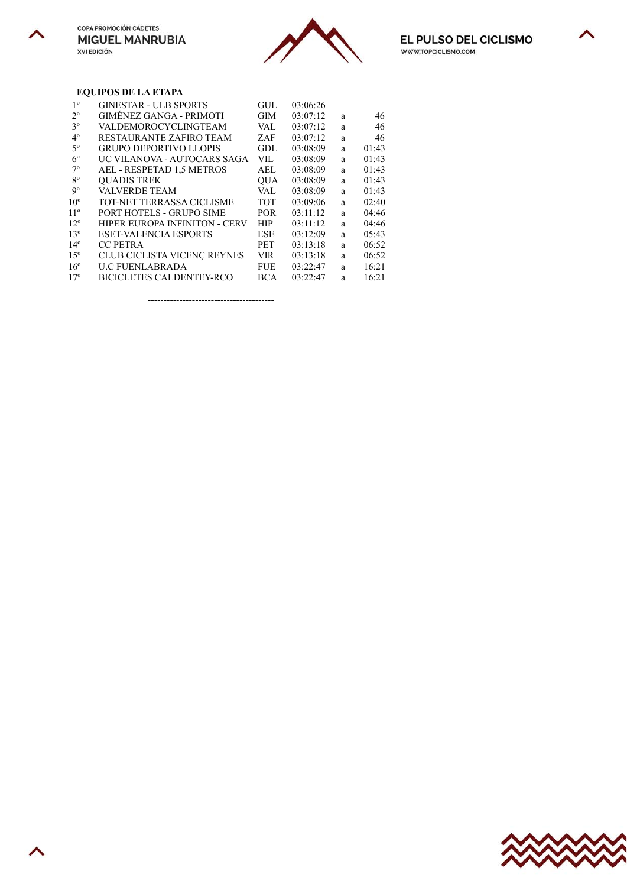**EQUIPOS DE LA ETAPA**

| | | | | | |
|---|---|---|---|---|---|
| 1º | GINESTAR - ULB SPORTS | GUL | 03:06:26 | | |
| 2º | GIMÉNEZ GANGA - PRIMOTI | GIM | 03:07:12 | a | 46 |
| 3º | VALDEMOROCYCLINGTEAM | VAL | 03:07:12 | a | 46 |
| 4º | RESTAURANTE ZAFIRO TEAM | ZAF | 03:07:12 | a | 46 |
| 5º | GRUPO DEPORTIVO LLOPIS | GDL | 03:08:09 | a | 01:43 |
| 6º | UC VILANOVA - AUTOCARS SAGA | VIL | 03:08:09 | a | 01:43 |
| 7º | AEL - RESPETAD 1,5 METROS | AEL | 03:08:09 | a | 01:43 |
| 8º | QUADIS TREK | QUA | 03:08:09 | a | 01:43 |
| 9º | VALVERDE TEAM | VAL | 03:08:09 | a | 01:43 |
| 10º | TOT-NET TERRASSA CICLISME | TOT | 03:09:06 | a | 02:40 |
| 11º | PORT HOTELS - GRUPO SIME | POR | 03:11:12 | a | 04:46 |
| 12º | HIPER EUROPA INFINITON - CERV | HIP | 03:11:12 | a | 04:46 |
| 13º | ESET-VALENCIA ESPORTS | ESE | 03:12:09 | a | 05:43 |
| 14º | CC PETRA | PET | 03:13:18 | a | 06:52 |
| 15º | CLUB CICLISTA VICENÇ REYNES | VIR | 03:13:18 | a | 06:52 |
| 16º | U.C FUENLABRADA | FUE | 03:22:47 | a | 16:21 |
| 17º | BICICLETES CALDENTEY-RCO | BCA | 03:22:47 | a | 16:21 |

----------------------------------------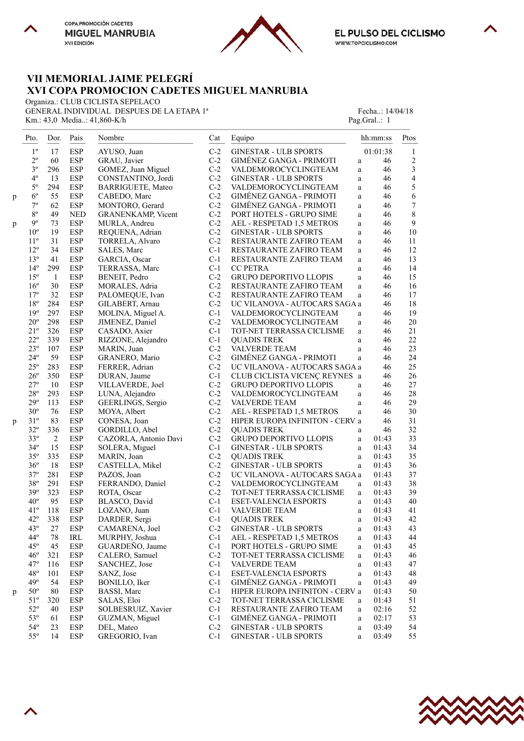# VII MEMORIAL JAIME PELEGRÍ

# XVI COPA PROMOCION CADETES MIGUEL MANRUBIA

Organiza.: CLUB CICLISTA SEPELACO

GENERAL INDIVIDUAL DESPUES DE LA ETAPA 1ª

Km.: 43,0 Media..: 41,860-K/h

Fecha..: 14/04/18

Pag.Gral..: 1

| | Pto. | Dor. | Pais | Nombre | Cat | Equipo | | hh:mm:ss | Ptos |
|---|---|---|---|---|---|---|---|---|---|
| | 1º | 17 | ESP | AYUSO, Juan | C-2 | GINESTAR - ULB SPORTS | | 01:01:38 | 1 |
| | 2º | 60 | ESP | GRAU, Javier | C-2 | GIMÉNEZ GANGA - PRIMOTI | a | 46 | 2 |
| | 3º | 296 | ESP | GOMEZ, Juan Miguel | C-2 | VALDEMOROCYCLINGTEAM | a | 46 | 3 |
| | 4º | 13 | ESP | CONSTANTINO, Jordi | C-2 | GINESTAR - ULB SPORTS | a | 46 | 4 |
| | 5º | 294 | ESP | BARRIGUETE, Mateo | C-2 | VALDEMOROCYCLINGTEAM | a | 46 | 5 |
| p | 6º | 55 | ESP | CABEDO, Marc | C-2 | GIMÉNEZ GANGA - PRIMOTI | a | 46 | 6 |
| | 7º | 62 | ESP | MONTORO, Gerard | C-2 | GIMÉNEZ GANGA - PRIMOTI | a | 46 | 7 |
| | 8º | 49 | NED | GRANENKAMP, Vicent | C-2 | PORT HOTELS - GRUPO SIME | a | 46 | 8 |
| p | 9º | 73 | ESP | MURLA, Andreu | C-2 | AEL - RESPETAD 1,5 METROS | a | 46 | 9 |
| | 10º | 19 | ESP | REQUENA, Adrian | C-2 | GINESTAR - ULB SPORTS | a | 46 | 10 |
| | 11º | 31 | ESP | TORRELA, Alvaro | C-2 | RESTAURANTE ZAFIRO TEAM | a | 46 | 11 |
| | 12º | 34 | ESP | SALES, Marc | C-1 | RESTAURANTE ZAFIRO TEAM | a | 46 | 12 |
| | 13º | 41 | ESP | GARCIA, Oscar | C-1 | RESTAURANTE ZAFIRO TEAM | a | 46 | 13 |
| | 14º | 299 | ESP | TERRASSA, Marc | C-1 | CC PETRA | a | 46 | 14 |
| | 15º | 1 | ESP | BENEIT, Pedro | C-2 | GRUPO DEPORTIVO LLOPIS | a | 46 | 15 |
| | 16º | 30 | ESP | MORALES, Adria | C-2 | RESTAURANTE ZAFIRO TEAM | a | 46 | 16 |
| | 17º | 32 | ESP | PALOMEQUE, Ivan | C-2 | RESTAURANTE ZAFIRO TEAM | a | 46 | 17 |
| | 18º | 284 | ESP | GILABERT, Arnau | C-2 | UC VILANOVA - AUTOCARS SAGA | a | 46 | 18 |
| | 19º | 297 | ESP | MOLINA, Miguel A. | C-1 | VALDEMOROCYCLINGTEAM | a | 46 | 19 |
| | 20º | 298 | ESP | JIMENEZ, Daniel | C-2 | VALDEMOROCYCLINGTEAM | a | 46 | 20 |
| | 21º | 326 | ESP | CASADO, Axier | C-1 | TOT-NET TERRASSA CICLISME | a | 46 | 21 |
| | 22º | 339 | ESP | RIZZONE, Alejandro | C-1 | QUADIS TREK | a | 46 | 22 |
| | 23º | 107 | ESP | MARIN, Juan | C-2 | VALVERDE TEAM | a | 46 | 23 |
| | 24º | 59 | ESP | GRANERO, Mario | C-2 | GIMÉNEZ GANGA - PRIMOTI | a | 46 | 24 |
| | 25º | 283 | ESP | FERRER, Adrian | C-2 | UC VILANOVA - AUTOCARS SAGA | a | 46 | 25 |
| | 26º | 350 | ESP | DURAN, Jaume | C-1 | CLUB CICLISTA VICENÇ REYNES | a | 46 | 26 |
| | 27º | 10 | ESP | VILLAVERDE, Joel | C-2 | GRUPO DEPORTIVO LLOPIS | a | 46 | 27 |
| | 28º | 293 | ESP | LUNA, Alejandro | C-2 | VALDEMOROCYCLINGTEAM | a | 46 | 28 |
| | 29º | 113 | ESP | GEERLINGS, Sergio | C-2 | VALVERDE TEAM | a | 46 | 29 |
| | 30º | 76 | ESP | MOYA, Albert | C-2 | AEL - RESPETAD 1,5 METROS | a | 46 | 30 |
| p | 31º | 83 | ESP | CONESA, Joan | C-2 | HIPER EUROPA INFINITON - CERV | a | 46 | 31 |
| | 32º | 336 | ESP | GORDILLO, Abel | C-2 | QUADIS TREK | a | 46 | 32 |
| | 33º | 2 | ESP | CAZORLA, Antonio Davi | C-2 | GRUPO DEPORTIVO LLOPIS | a | 01:43 | 33 |
| | 34º | 15 | ESP | SOLERA, Miguel | C-1 | GINESTAR - ULB SPORTS | a | 01:43 | 34 |
| | 35º | 335 | ESP | MARIN, Joan | C-2 | QUADIS TREK | a | 01:43 | 35 |
| | 36º | 18 | ESP | CASTELLA, Mikel | C-2 | GINESTAR - ULB SPORTS | a | 01:43 | 36 |
| | 37º | 281 | ESP | PAZOS, Joan | C-2 | UC VILANOVA - AUTOCARS SAGA | a | 01:43 | 37 |
| | 38º | 291 | ESP | FERRANDO, Daniel | C-2 | VALDEMOROCYCLINGTEAM | a | 01:43 | 38 |
| | 39º | 323 | ESP | ROTA, Oscar | C-2 | TOT-NET TERRASSA CICLISME | a | 01:43 | 39 |
| | 40º | 95 | ESP | BLASCO, David | C-1 | ESET-VALENCIA ESPORTS | a | 01:43 | 40 |
| | 41º | 118 | ESP | LOZANO, Juan | C-1 | VALVERDE TEAM | a | 01:43 | 41 |
| | 42º | 338 | ESP | DARDER, Sergi | C-1 | QUADIS TREK | a | 01:43 | 42 |
| | 43º | 27 | ESP | CAMARENA, Joel | C-2 | GINESTAR - ULB SPORTS | a | 01:43 | 43 |
| | 44º | 78 | IRL | MURPHY, Joshua | C-1 | AEL - RESPETAD 1,5 METROS | a | 01:43 | 44 |
| | 45º | 45 | ESP | GUARDEÑO, Jaume | C-1 | PORT HOTELS - GRUPO SIME | a | 01:43 | 45 |
| | 46º | 321 | ESP | CALERO, Samuel | C-2 | TOT-NET TERRASSA CICLISME | a | 01:43 | 46 |
| | 47º | 116 | ESP | SANCHEZ, Jose | C-1 | VALVERDE TEAM | a | 01:43 | 47 |
| | 48º | 101 | ESP | SANZ, Jose | C-1 | ESET-VALENCIA ESPORTS | a | 01:43 | 48 |
| | 49º | 54 | ESP | BONILLO, Iker | C-1 | GIMÉNEZ GANGA - PRIMOTI | a | 01:43 | 49 |
| p | 50º | 80 | ESP | BASSI, Marc | C-1 | HIPER EUROPA INFINITON - CERV | a | 01:43 | 50 |
| | 51º | 320 | ESP | SALAS, Eloi | C-2 | TOT-NET TERRASSA CICLISME | a | 01:43 | 51 |
| | 52º | 40 | ESP | SOLBESRUIZ, Xavier | C-1 | RESTAURANTE ZAFIRO TEAM | a | 02:16 | 52 |
| | 53º | 61 | ESP | GUZMAN, Miguel | C-1 | GIMÉNEZ GANGA - PRIMOTI | a | 02:17 | 53 |
| | 54º | 23 | ESP | DEL, Mateo | C-2 | GINESTAR - ULB SPORTS | a | 03:49 | 54 |
| | 55º | 14 | ESP | GREGORIO, Ivan | C-1 | GINESTAR - ULB SPORTS | a | 03:49 | 55 |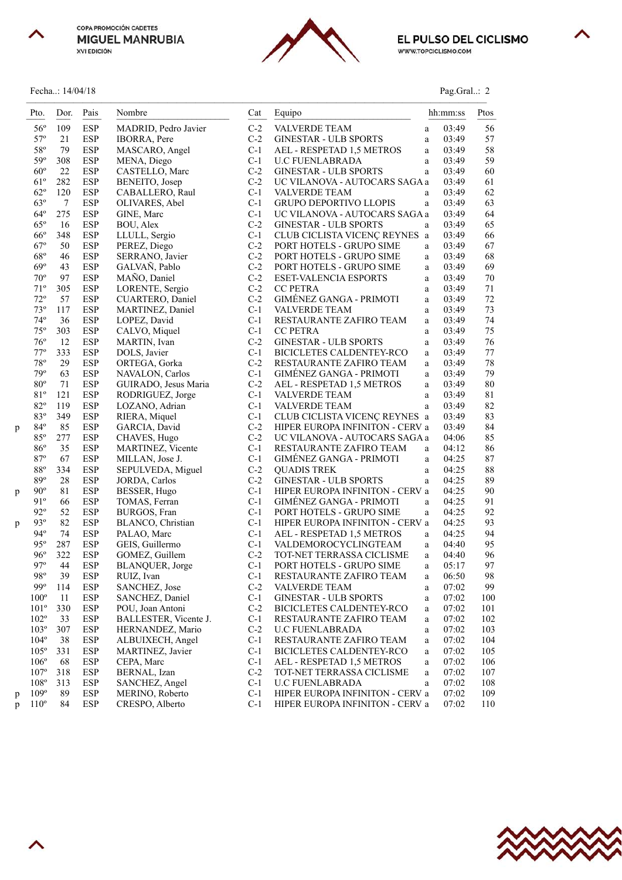COPA PROMOCIÓN CADETES
**MIGUEL MANRUBIA**
XVI EDICIÓN

**EL PULSO DEL CICLISMO**
WWW.TOPCICLISMO.COM

Fecha..: 14/04/18

Pag.Gral..: 2

| | Pto. | Dor. | Pais | Nombre | Cat | Equipo | | hh:mm:ss | Ptos |
|---|---|---|---|---|---|---|---|---|---|
| | 56º | 109 | ESP | MADRID, Pedro Javier | C-2 | VALVERDE TEAM | a | 03:49 | 56 |
| | 57º | 21 | ESP | IBORRA, Pere | C-2 | GINESTAR - ULB SPORTS | a | 03:49 | 57 |
| | 58º | 79 | ESP | MASCARO, Angel | C-1 | AEL - RESPETAD 1,5 METROS | a | 03:49 | 58 |
| | 59º | 308 | ESP | MENA, Diego | C-1 | U.C FUENLABRADA | a | 03:49 | 59 |
| | 60º | 22 | ESP | CASTELLO, Marc | C-2 | GINESTAR - ULB SPORTS | a | 03:49 | 60 |
| | 61º | 282 | ESP | BENEITO, Josep | C-2 | UC VILANOVA - AUTOCARS SAGA | a | 03:49 | 61 |
| | 62º | 120 | ESP | CABALLERO, Raul | C-1 | VALVERDE TEAM | a | 03:49 | 62 |
| | 63º | 7 | ESP | OLIVARES, Abel | C-1 | GRUPO DEPORTIVO LLOPIS | a | 03:49 | 63 |
| | 64º | 275 | ESP | GINE, Marc | C-1 | UC VILANOVA - AUTOCARS SAGA | a | 03:49 | 64 |
| | 65º | 16 | ESP | BOU, Alex | C-2 | GINESTAR - ULB SPORTS | a | 03:49 | 65 |
| | 66º | 348 | ESP | LLULL, Sergio | C-1 | CLUB CICLISTA VICENÇ REYNES | a | 03:49 | 66 |
| | 67º | 50 | ESP | PEREZ, Diego | C-2 | PORT HOTELS - GRUPO SIME | a | 03:49 | 67 |
| | 68º | 46 | ESP | SERRANO, Javier | C-2 | PORT HOTELS - GRUPO SIME | a | 03:49 | 68 |
| | 69º | 43 | ESP | GALVAÑ, Pablo | C-2 | PORT HOTELS - GRUPO SIME | a | 03:49 | 69 |
| | 70º | 97 | ESP | MAÑO, Daniel | C-2 | ESET-VALENCIA ESPORTS | a | 03:49 | 70 |
| | 71º | 305 | ESP | LORENTE, Sergio | C-2 | CC PETRA | a | 03:49 | 71 |
| | 72º | 57 | ESP | CUARTERO, Daniel | C-2 | GIMÉNEZ GANGA - PRIMOTI | a | 03:49 | 72 |
| | 73º | 117 | ESP | MARTINEZ, Daniel | C-1 | VALVERDE TEAM | a | 03:49 | 73 |
| | 74º | 36 | ESP | LOPEZ, David | C-1 | RESTAURANTE ZAFIRO TEAM | a | 03:49 | 74 |
| | 75º | 303 | ESP | CALVO, Miquel | C-1 | CC PETRA | a | 03:49 | 75 |
| | 76º | 12 | ESP | MARTIN, Ivan | C-2 | GINESTAR - ULB SPORTS | a | 03:49 | 76 |
| | 77º | 333 | ESP | DOLS, Javier | C-1 | BICICLETES CALDENTEY-RCO | a | 03:49 | 77 |
| | 78º | 29 | ESP | ORTEGA, Gorka | C-2 | RESTAURANTE ZAFIRO TEAM | a | 03:49 | 78 |
| | 79º | 63 | ESP | NAVALON, Carlos | C-1 | GIMÉNEZ GANGA - PRIMOTI | a | 03:49 | 79 |
| | 80º | 71 | ESP | GUIRADO, Jesus Maria | C-2 | AEL - RESPETAD 1,5 METROS | a | 03:49 | 80 |
| | 81º | 121 | ESP | RODRIGUEZ, Jorge | C-1 | VALVERDE TEAM | a | 03:49 | 81 |
| | 82º | 119 | ESP | LOZANO, Adrian | C-1 | VALVERDE TEAM | a | 03:49 | 82 |
| | 83º | 349 | ESP | RIERA, Miquel | C-1 | CLUB CICLISTA VICENÇ REYNES | a | 03:49 | 83 |
| p | 84º | 85 | ESP | GARCIA, David | C-2 | HIPER EUROPA INFINITON - CERV | a | 03:49 | 84 |
| | 85º | 277 | ESP | CHAVES, Hugo | C-2 | UC VILANOVA - AUTOCARS SAGA | a | 04:06 | 85 |
| | 86º | 35 | ESP | MARTINEZ, Vicente | C-1 | RESTAURANTE ZAFIRO TEAM | a | 04:12 | 86 |
| | 87º | 67 | ESP | MILLAN, Jose J. | C-1 | GIMÉNEZ GANGA - PRIMOTI | a | 04:25 | 87 |
| | 88º | 334 | ESP | SEPULVEDA, Miguel | C-2 | QUADIS TREK | a | 04:25 | 88 |
| | 89º | 28 | ESP | JORDA, Carlos | C-2 | GINESTAR - ULB SPORTS | a | 04:25 | 89 |
| p | 90º | 81 | ESP | BESSER, Hugo | C-1 | HIPER EUROPA INFINITON - CERV | a | 04:25 | 90 |
| | 91º | 66 | ESP | TOMAS, Ferran | C-1 | GIMÉNEZ GANGA - PRIMOTI | a | 04:25 | 91 |
| | 92º | 52 | ESP | BURGOS, Fran | C-1 | PORT HOTELS - GRUPO SIME | a | 04:25 | 92 |
| p | 93º | 82 | ESP | BLANCO, Christian | C-1 | HIPER EUROPA INFINITON - CERV | a | 04:25 | 93 |
| | 94º | 74 | ESP | PALAO, Marc | C-1 | AEL - RESPETAD 1,5 METROS | a | 04:25 | 94 |
| | 95º | 287 | ESP | GEIS, Guillermo | C-1 | VALDEMOROCYCLINGTEAM | a | 04:40 | 95 |
| | 96º | 322 | ESP | GOMEZ, Guillem | C-2 | TOT-NET TERRASSA CICLISME | a | 04:40 | 96 |
| | 97º | 44 | ESP | BLANQUER, Jorge | C-1 | PORT HOTELS - GRUPO SIME | a | 05:17 | 97 |
| | 98º | 39 | ESP | RUIZ, Ivan | C-1 | RESTAURANTE ZAFIRO TEAM | a | 06:50 | 98 |
| | 99º | 114 | ESP | SANCHEZ, Jose | C-2 | VALVERDE TEAM | a | 07:02 | 99 |
| | 100º | 11 | ESP | SANCHEZ, Daniel | C-1 | GINESTAR - ULB SPORTS | a | 07:02 | 100 |
| | 101º | 330 | ESP | POU, Joan Antoni | C-2 | BICICLETES CALDENTEY-RCO | a | 07:02 | 101 |
| | 102º | 33 | ESP | BALLESTER, Vicente J. | C-1 | RESTAURANTE ZAFIRO TEAM | a | 07:02 | 102 |
| | 103º | 307 | ESP | HERNANDEZ, Mario | C-2 | U.C FUENLABRADA | a | 07:02 | 103 |
| | 104º | 38 | ESP | ALBUIXECH, Angel | C-1 | RESTAURANTE ZAFIRO TEAM | a | 07:02 | 104 |
| | 105º | 331 | ESP | MARTINEZ, Javier | C-1 | BICICLETES CALDENTEY-RCO | a | 07:02 | 105 |
| | 106º | 68 | ESP | CEPA, Marc | C-1 | AEL - RESPETAD 1,5 METROS | a | 07:02 | 106 |
| | 107º | 318 | ESP | BERNAL, Izan | C-2 | TOT-NET TERRASSA CICLISME | a | 07:02 | 107 |
| | 108º | 313 | ESP | SANCHEZ, Angel | C-1 | U.C FUENLABRADA | a | 07:02 | 108 |
| p | 109º | 89 | ESP | MERINO, Roberto | C-1 | HIPER EUROPA INFINITON - CERV | a | 07:02 | 109 |
| p | 110º | 84 | ESP | CRESPO, Alberto | C-1 | HIPER EUROPA INFINITON - CERV | a | 07:02 | 110 |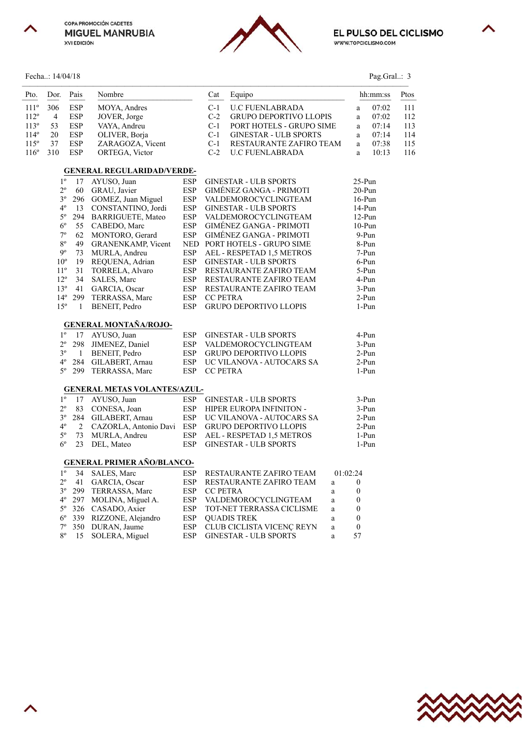Fecha..: 14/04/18

| Pto. | Dor. | Pais | Nombre | Cat | Equipo | | hh:mm:ss | Ptos |
|---|---|---|---|---|---|---|---|---|
| 111º | 306 | ESP | MOYA, Andres | C-1 | U.C FUENLABRADA | a | 07:02 | 111 |
| 112º | 4 | ESP | JOVER, Jorge | C-2 | GRUPO DEPORTIVO LLOPIS | a | 07:02 | 112 |
| 113º | 53 | ESP | VAYA, Andreu | C-1 | PORT HOTELS - GRUPO SIME | a | 07:14 | 113 |
| 114º | 20 | ESP | OLIVER, Borja | C-1 | GINESTAR - ULB SPORTS | a | 07:14 | 114 |
| 115º | 37 | ESP | ZARAGOZA, Vicent | C-1 | RESTAURANTE ZAFIRO TEAM | a | 07:38 | 115 |
| 116º | 310 | ESP | ORTEGA, Victor | C-2 | U.C FUENLABRADA | a | 10:13 | 116 |

## GENERAL REGULARIDAD/VERDE-

| Pto. | Dor. | Nombre | Pais | Equipo | Ptos |
|---|---|---|---|---|---|
| 1º | 17 | AYUSO, Juan | ESP | GINESTAR - ULB SPORTS | 25-Pun |
| 2º | 60 | GRAU, Javier | ESP | GIMÉNEZ GANGA - PRIMOTI | 20-Pun |
| 3º | 296 | GOMEZ, Juan Miguel | ESP | VALDEMOROCYCLINGTEAM | 16-Pun |
| 4º | 13 | CONSTANTINO, Jordi | ESP | GINESTAR - ULB SPORTS | 14-Pun |
| 5º | 294 | BARRIGUETE, Mateo | ESP | VALDEMOROCYCLINGTEAM | 12-Pun |
| 6º | 55 | CABEDO, Marc | ESP | GIMÉNEZ GANGA - PRIMOTI | 10-Pun |
| 7º | 62 | MONTORO, Gerard | ESP | GIMÉNEZ GANGA - PRIMOTI | 9-Pun |
| 8º | 49 | GRANENKAMP, Vicent | NED | PORT HOTELS - GRUPO SIME | 8-Pun |
| 9º | 73 | MURLA, Andreu | ESP | AEL - RESPETAD 1,5 METROS | 7-Pun |
| 10º | 19 | REQUENA, Adrian | ESP | GINESTAR - ULB SPORTS | 6-Pun |
| 11º | 31 | TORRELA, Alvaro | ESP | RESTAURANTE ZAFIRO TEAM | 5-Pun |
| 12º | 34 | SALES, Marc | ESP | RESTAURANTE ZAFIRO TEAM | 4-Pun |
| 13º | 41 | GARCIA, Oscar | ESP | RESTAURANTE ZAFIRO TEAM | 3-Pun |
| 14º | 299 | TERRASSA, Marc | ESP | CC PETRA | 2-Pun |
| 15º | 1 | BENEIT, Pedro | ESP | GRUPO DEPORTIVO LLOPIS | 1-Pun |

## GENERAL MONTAÑA/ROJO-

| Pto. | Dor. | Nombre | Pais | Equipo | Ptos |
|---|---|---|---|---|---|
| 1º | 17 | AYUSO, Juan | ESP | GINESTAR - ULB SPORTS | 4-Pun |
| 2º | 298 | JIMENEZ, Daniel | ESP | VALDEMOROCYCLINGTEAM | 3-Pun |
| 3º | 1 | BENEIT, Pedro | ESP | GRUPO DEPORTIVO LLOPIS | 2-Pun |
| 4º | 284 | GILABERT, Arnau | ESP | UC VILANOVA - AUTOCARS SA | 2-Pun |
| 5º | 299 | TERRASSA, Marc | ESP | CC PETRA | 1-Pun |

## GENERAL METAS VOLANTES/AZUL-

| Pto. | Dor. | Nombre | Pais | Equipo | Ptos |
|---|---|---|---|---|---|
| 1º | 17 | AYUSO, Juan | ESP | GINESTAR - ULB SPORTS | 3-Pun |
| 2º | 83 | CONESA, Joan | ESP | HIPER EUROPA INFINITON - | 3-Pun |
| 3º | 284 | GILABERT, Arnau | ESP | UC VILANOVA - AUTOCARS SA | 2-Pun |
| 4º | 2 | CAZORLA, Antonio Davi | ESP | GRUPO DEPORTIVO LLOPIS | 2-Pun |
| 5º | 73 | MURLA, Andreu | ESP | AEL - RESPETAD 1,5 METROS | 1-Pun |
| 6º | 23 | DEL, Mateo | ESP | GINESTAR - ULB SPORTS | 1-Pun |

## GENERAL PRIMER AÑO/BLANCO-

| Pto. | Dor. | Nombre | Pais | Equipo | | Tiempo |
|---|---|---|---|---|---|---|
| 1º | 34 | SALES, Marc | ESP | RESTAURANTE ZAFIRO TEAM | | 01:02:24 |
| 2º | 41 | GARCIA, Oscar | ESP | RESTAURANTE ZAFIRO TEAM | a | 0 |
| 3º | 299 | TERRASSA, Marc | ESP | CC PETRA | a | 0 |
| 4º | 297 | MOLINA, Miguel A. | ESP | VALDEMOROCYCLINGTEAM | a | 0 |
| 5º | 326 | CASADO, Axier | ESP | TOT-NET TERRASSA CICLISME | a | 0 |
| 6º | 339 | RIZZONE, Alejandro | ESP | QUADIS TREK | a | 0 |
| 7º | 350 | DURAN, Jaume | ESP | CLUB CICLISTA VICENÇ REYN | a | 0 |
| 8º | 15 | SOLERA, Miguel | ESP | GINESTAR - ULB SPORTS | a | 57 |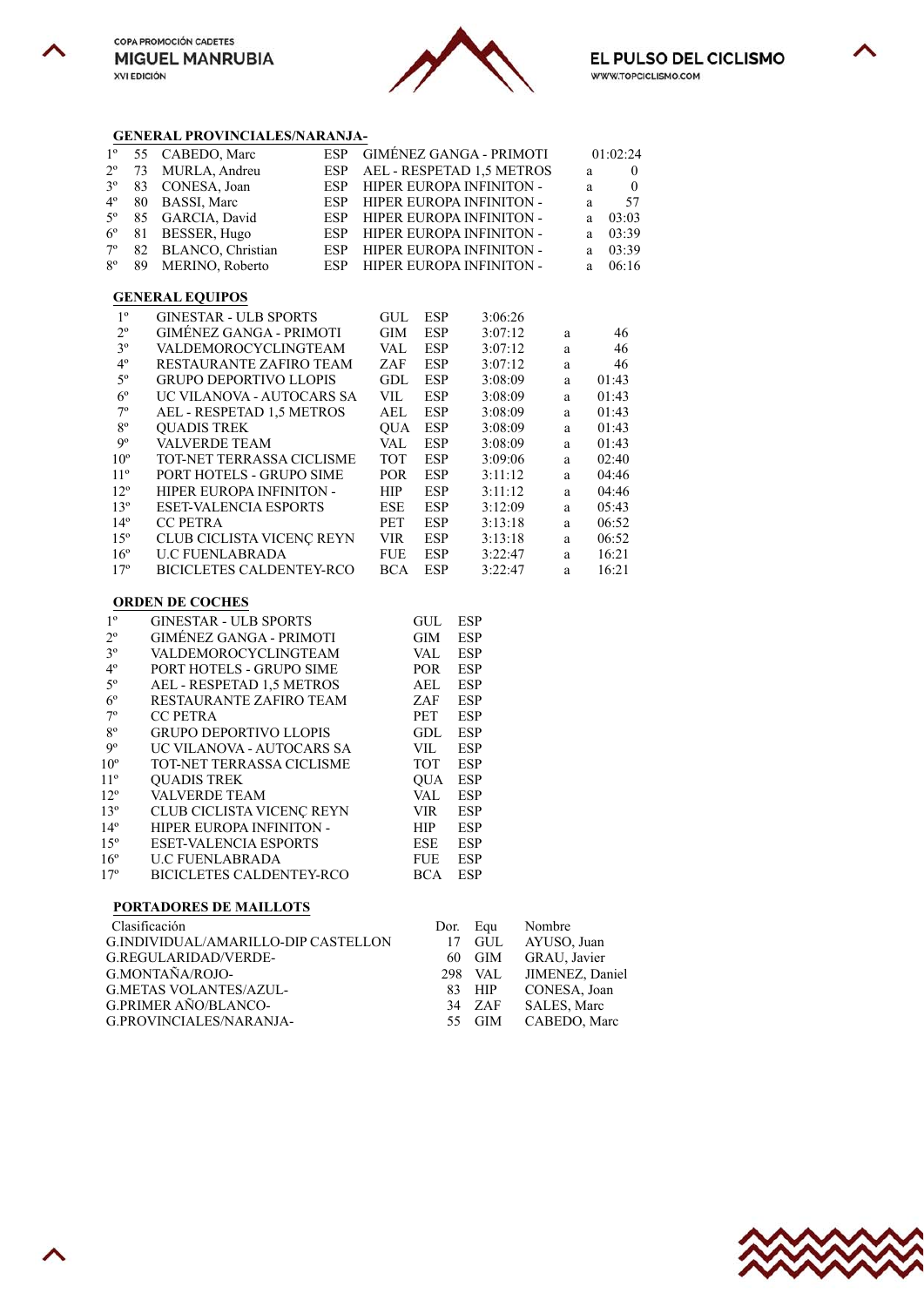## GENERAL PROVINCIALES/NARANJA-

| | | | | | | |
|---|---|---|---|---|---|---|
| 1º | 55 | CABEDO, Marc | ESP | GIMÉNEZ GANGA - PRIMOTI | | 01:02:24 |
| 2º | 73 | MURLA, Andreu | ESP | AEL - RESPETAD 1,5 METROS | a | 0 |
| 3º | 83 | CONESA, Joan | ESP | HIPER EUROPA INFINITON - | a | 0 |
| 4º | 80 | BASSI, Marc | ESP | HIPER EUROPA INFINITON - | a | 57 |
| 5º | 85 | GARCIA, David | ESP | HIPER EUROPA INFINITON - | a | 03:03 |
| 6º | 81 | BESSER, Hugo | ESP | HIPER EUROPA INFINITON - | a | 03:39 |
| 7º | 82 | BLANCO, Christian | ESP | HIPER EUROPA INFINITON - | a | 03:39 |
| 8º | 89 | MERINO, Roberto | ESP | HIPER EUROPA INFINITON - | a | 06:16 |

## GENERAL EQUIPOS

| | | | | | | |
|---|---|---|---|---|---|---|
| 1º | GINESTAR - ULB SPORTS | GUL | ESP | 3:06:26 | | |
| 2º | GIMÉNEZ GANGA - PRIMOTI | GIM | ESP | 3:07:12 | a | 46 |
| 3º | VALDEMOROCYCLINGTEAM | VAL | ESP | 3:07:12 | a | 46 |
| 4º | RESTAURANTE ZAFIRO TEAM | ZAF | ESP | 3:07:12 | a | 46 |
| 5º | GRUPO DEPORTIVO LLOPIS | GDL | ESP | 3:08:09 | a | 01:43 |
| 6º | UC VILANOVA - AUTOCARS SA | VIL | ESP | 3:08:09 | a | 01:43 |
| 7º | AEL - RESPETAD 1,5 METROS | AEL | ESP | 3:08:09 | a | 01:43 |
| 8º | QUADIS TREK | QUA | ESP | 3:08:09 | a | 01:43 |
| 9º | VALVERDE TEAM | VAL | ESP | 3:08:09 | a | 01:43 |
| 10º | TOT-NET TERRASSA CICLISME | TOT | ESP | 3:09:06 | a | 02:40 |
| 11º | PORT HOTELS - GRUPO SIME | POR | ESP | 3:11:12 | a | 04:46 |
| 12º | HIPER EUROPA INFINITON - | HIP | ESP | 3:11:12 | a | 04:46 |
| 13º | ESET-VALENCIA ESPORTS | ESE | ESP | 3:12:09 | a | 05:43 |
| 14º | CC PETRA | PET | ESP | 3:13:18 | a | 06:52 |
| 15º | CLUB CICLISTA VICENÇ REYN | VIR | ESP | 3:13:18 | a | 06:52 |
| 16º | U.C FUENLABRADA | FUE | ESP | 3:22:47 | a | 16:21 |
| 17º | BICICLETES CALDENTEY-RCO | BCA | ESP | 3:22:47 | a | 16:21 |

## ORDEN DE COCHES

| | | | |
|---|---|---|---|
| 1º | GINESTAR - ULB SPORTS | GUL | ESP |
| 2º | GIMÉNEZ GANGA - PRIMOTI | GIM | ESP |
| 3º | VALDEMOROCYCLINGTEAM | VAL | ESP |
| 4º | PORT HOTELS - GRUPO SIME | POR | ESP |
| 5º | AEL - RESPETAD 1,5 METROS | AEL | ESP |
| 6º | RESTAURANTE ZAFIRO TEAM | ZAF | ESP |
| 7º | CC PETRA | PET | ESP |
| 8º | GRUPO DEPORTIVO LLOPIS | GDL | ESP |
| 9º | UC VILANOVA - AUTOCARS SA | VIL | ESP |
| 10º | TOT-NET TERRASSA CICLISME | TOT | ESP |
| 11º | QUADIS TREK | QUA | ESP |
| 12º | VALVERDE TEAM | VAL | ESP |
| 13º | CLUB CICLISTA VICENÇ REYN | VIR | ESP |
| 14º | HIPER EUROPA INFINITON - | HIP | ESP |
| 15º | ESET-VALENCIA ESPORTS | ESE | ESP |
| 16º | U.C FUENLABRADA | FUE | ESP |
| 17º | BICICLETES CALDENTEY-RCO | BCA | ESP |

## PORTADORES DE MAILLOTS

| Clasificación | Dor. | Equ | Nombre |
|---|---|---|---|
| G.INDIVIDUAL/AMARILLO-DIP CASTELLON | 17 | GUL | AYUSO, Juan |
| G.REGULARIDAD/VERDE- | 60 | GIM | GRAU, Javier |
| G.MONTAÑA/ROJO- | 298 | VAL | JIMENEZ, Daniel |
| G.METAS VOLANTES/AZUL- | 83 | HIP | CONESA, Joan |
| G.PRIMER AÑO/BLANCO- | 34 | ZAF | SALES, Marc |
| G.PROVINCIALES/NARANJA- | 55 | GIM | CABEDO, Marc |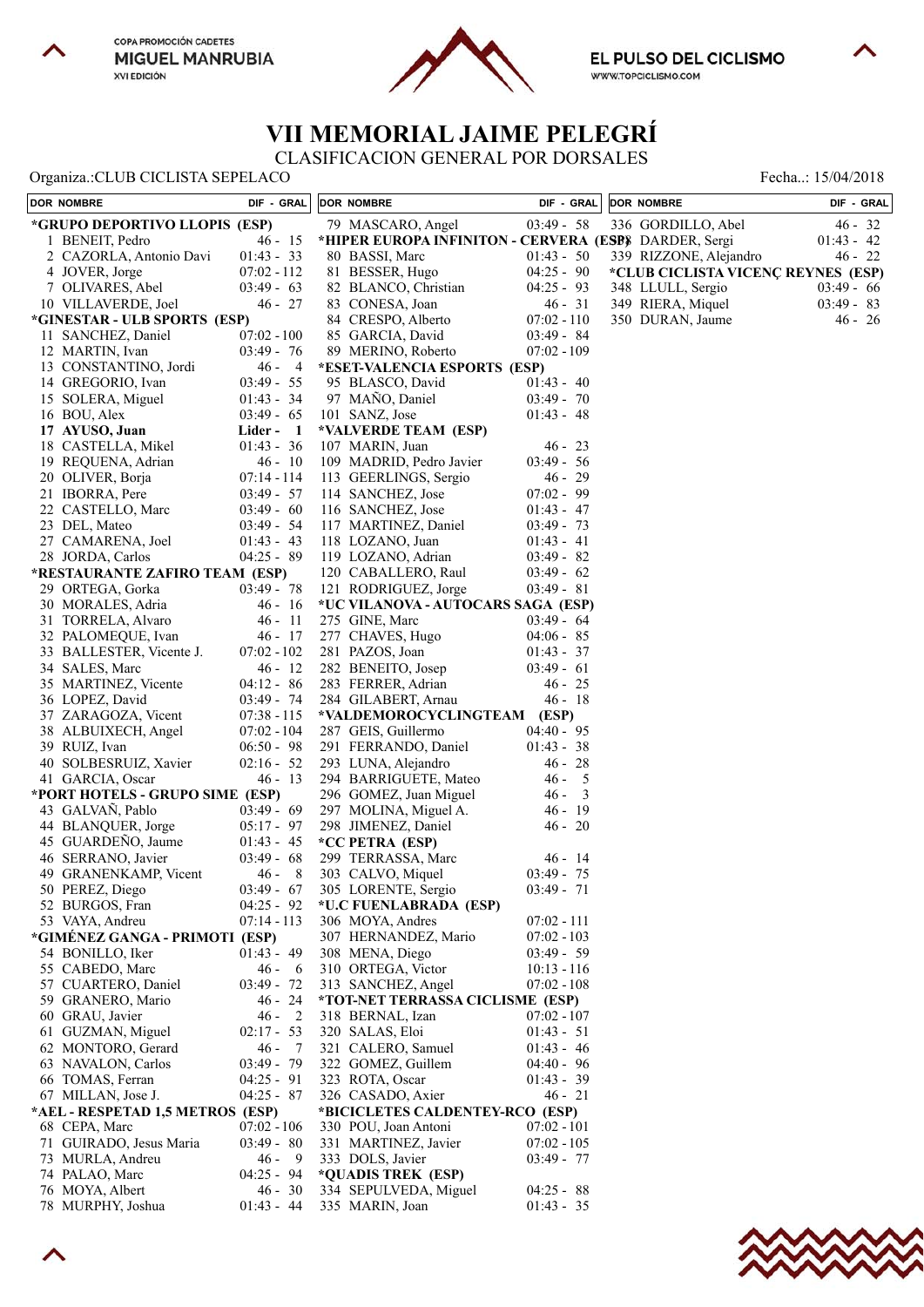COPA PROMOCIÓN CADETES
MIGUEL MANRUBIA
XVI EDICIÓN

EL PULSO DEL CICLISMO
WWW.TOPCICLISMO.COM

# VII MEMORIAL JAIME PELEGRÍ

## CLASIFICACION GENERAL POR DORSALES

Organiza.:CLUB CICLISTA SEPELACO

Fecha..: 15/04/2018

| DOR | NOMBRE | DIF - GRAL |
|---|---|---|
| | **\*GRUPO DEPORTIVO LLOPIS (ESP)** | |
| 1 | BENEIT, Pedro | 46 - 15 |
| 2 | CAZORLA, Antonio Davi | 01:43 - 33 |
| 4 | JOVER, Jorge | 07:02 - 112 |
| 7 | OLIVARES, Abel | 03:49 - 63 |
| 10 | VILLAVERDE, Joel | 46 - 27 |
| | **\*GINESTAR - ULB SPORTS (ESP)** | |
| 11 | SANCHEZ, Daniel | 07:02 - 100 |
| 12 | MARTIN, Ivan | 03:49 - 76 |
| 13 | CONSTANTINO, Jordi | 46 - 4 |
| 14 | GREGORIO, Ivan | 03:49 - 55 |
| 15 | SOLERA, Miguel | 01:43 - 34 |
| 16 | BOU, Alex | 03:49 - 65 |
| **17** | **AYUSO, Juan** | **Lider - 1** |
| 18 | CASTELLA, Mikel | 01:43 - 36 |
| 19 | REQUENA, Adrian | 46 - 10 |
| 20 | OLIVER, Borja | 07:14 - 114 |
| 21 | IBORRA, Pere | 03:49 - 57 |
| 22 | CASTELLO, Marc | 03:49 - 60 |
| 23 | DEL, Mateo | 03:49 - 54 |
| 27 | CAMARENA, Joel | 01:43 - 43 |
| 28 | JORDA, Carlos | 04:25 - 89 |
| | **\*RESTAURANTE ZAFIRO TEAM (ESP)** | |
| 29 | ORTEGA, Gorka | 03:49 - 78 |
| 30 | MORALES, Adria | 46 - 16 |
| 31 | TORRELA, Alvaro | 46 - 11 |
| 32 | PALOMEQUE, Ivan | 46 - 17 |
| 33 | BALLESTER, Vicente J. | 07:02 - 102 |
| 34 | SALES, Marc | 46 - 12 |
| 35 | MARTINEZ, Vicente | 04:12 - 86 |
| 36 | LOPEZ, David | 03:49 - 74 |
| 37 | ZARAGOZA, Vicent | 07:38 - 115 |
| 38 | ALBUIXECH, Angel | 07:02 - 104 |
| 39 | RUIZ, Ivan | 06:50 - 98 |
| 40 | SOLBESRUIZ, Xavier | 02:16 - 52 |
| 41 | GARCIA, Oscar | 46 - 13 |
| | **\*PORT HOTELS - GRUPO SIME (ESP)** | |
| 43 | GALVAÑ, Pablo | 03:49 - 69 |
| 44 | BLANQUER, Jorge | 05:17 - 97 |
| 45 | GUARDEÑO, Jaume | 01:43 - 45 |
| 46 | SERRANO, Javier | 03:49 - 68 |
| 49 | GRANENKAMP, Vicent | 46 - 8 |
| 50 | PEREZ, Diego | 03:49 - 67 |
| 52 | BURGOS, Fran | 04:25 - 92 |
| 53 | VAYA, Andreu | 07:14 - 113 |
| | **\*GIMÉNEZ GANGA - PRIMOTI (ESP)** | |
| 54 | BONILLO, Iker | 01:43 - 49 |
| 55 | CABEDO, Marc | 46 - 6 |
| 57 | CUARTERO, Daniel | 03:49 - 72 |
| 59 | GRANERO, Mario | 46 - 24 |
| 60 | GRAU, Javier | 46 - 2 |
| 61 | GUZMAN, Miguel | 02:17 - 53 |
| 62 | MONTORO, Gerard | 46 - 7 |
| 63 | NAVALON, Carlos | 03:49 - 79 |
| 66 | TOMAS, Ferran | 04:25 - 91 |
| 67 | MILLAN, Jose J. | 04:25 - 87 |
| | **\*AEL - RESPETAD 1,5 METROS (ESP)** | |
| 68 | CEPA, Marc | 07:02 - 106 |
| 71 | GUIRADO, Jesus Maria | 03:49 - 80 |
| 73 | MURLA, Andreu | 46 - 9 |
| 74 | PALAO, Marc | 04:25 - 94 |
| 76 | MOYA, Albert | 46 - 30 |
| 78 | MURPHY, Joshua | 01:43 - 44 |
| 79 | MASCARO, Angel | 03:49 - 58 |
| | **\*HIPER EUROPA INFINITON - CERVERA (ESP)** | |
| 80 | BASSI, Marc | 01:43 - 50 |
| 81 | BESSER, Hugo | 04:25 - 90 |
| 82 | BLANCO, Christian | 04:25 - 93 |
| 83 | CONESA, Joan | 46 - 31 |
| 84 | CRESPO, Alberto | 07:02 - 110 |
| 85 | GARCIA, David | 03:49 - 84 |
| 89 | MERINO, Roberto | 07:02 - 109 |
| | **\*ESET-VALENCIA ESPORTS (ESP)** | |
| 95 | BLASCO, David | 01:43 - 40 |
| 97 | MAÑO, Daniel | 03:49 - 70 |
| 101 | SANZ, Jose | 01:43 - 48 |
| | **\*VALVERDE TEAM (ESP)** | |
| 107 | MARIN, Juan | 46 - 23 |
| 109 | MADRID, Pedro Javier | 03:49 - 56 |
| 113 | GEERLINGS, Sergio | 46 - 29 |
| 114 | SANCHEZ, Jose | 07:02 - 99 |
| 116 | SANCHEZ, Jose | 01:43 - 47 |
| 117 | MARTINEZ, Daniel | 03:49 - 73 |
| 118 | LOZANO, Juan | 01:43 - 41 |
| 119 | LOZANO, Adrian | 03:49 - 82 |
| 120 | CABALLERO, Raul | 03:49 - 62 |
| 121 | RODRIGUEZ, Jorge | 03:49 - 81 |
| | **\*UC VILANOVA - AUTOCARS SAGA (ESP)** | |
| 275 | GINE, Marc | 03:49 - 64 |
| 277 | CHAVES, Hugo | 04:06 - 85 |
| 281 | PAZOS, Joan | 01:43 - 37 |
| 282 | BENEITO, Josep | 03:49 - 61 |
| 283 | FERRER, Adrian | 46 - 25 |
| 284 | GILABERT, Arnau | 46 - 18 |
| | **\*VALDEMOROCYCLINGTEAM (ESP)** | |
| 287 | GEIS, Guillermo | 04:40 - 95 |
| 291 | FERRANDO, Daniel | 01:43 - 38 |
| 293 | LUNA, Alejandro | 46 - 28 |
| 294 | BARRIGUETE, Mateo | 46 - 5 |
| 296 | GOMEZ, Juan Miguel | 46 - 3 |
| 297 | MOLINA, Miguel A. | 46 - 19 |
| 298 | JIMENEZ, Daniel | 46 - 20 |
| | **\*CC PETRA (ESP)** | |
| 299 | TERRASSA, Marc | 46 - 14 |
| 303 | CALVO, Miquel | 03:49 - 75 |
| 305 | LORENTE, Sergio | 03:49 - 71 |
| | **\*U.C FUENLABRADA (ESP)** | |
| 306 | MOYA, Andres | 07:02 - 111 |
| 307 | HERNANDEZ, Mario | 07:02 - 103 |
| 308 | MENA, Diego | 03:49 - 59 |
| 310 | ORTEGA, Victor | 10:13 - 116 |
| 313 | SANCHEZ, Angel | 07:02 - 108 |
| | **\*TOT-NET TERRASSA CICLISME (ESP)** | |
| 318 | BERNAL, Izan | 07:02 - 107 |
| 320 | SALAS, Eloi | 01:43 - 51 |
| 321 | CALERO, Samuel | 01:43 - 46 |
| 322 | GOMEZ, Guillem | 04:40 - 96 |
| 323 | ROTA, Oscar | 01:43 - 39 |
| 326 | CASADO, Axier | 46 - 21 |
| | **\*BICICLETES CALDENTEY-RCO (ESP)** | |
| 330 | POU, Joan Antoni | 07:02 - 101 |
| 331 | MARTINEZ, Javier | 07:02 - 105 |
| 333 | DOLS, Javier | 03:49 - 77 |
| | **\*QUADIS TREK (ESP)** | |
| 334 | SEPULVEDA, Miguel | 04:25 - 88 |
| 335 | MARIN, Joan | 01:43 - 35 |
| 336 | GORDILLO, Abel | 46 - 32 |
| 338 | DARDER, Sergi | 01:43 - 42 |
| 339 | RIZZONE, Alejandro | 46 - 22 |
| | **\*CLUB CICLISTA VICENÇ REYNES (ESP)** | |
| 348 | LLULL, Sergio | 03:49 - 66 |
| 349 | RIERA, Miquel | 03:49 - 83 |
| 350 | DURAN, Jaume | 46 - 26 |